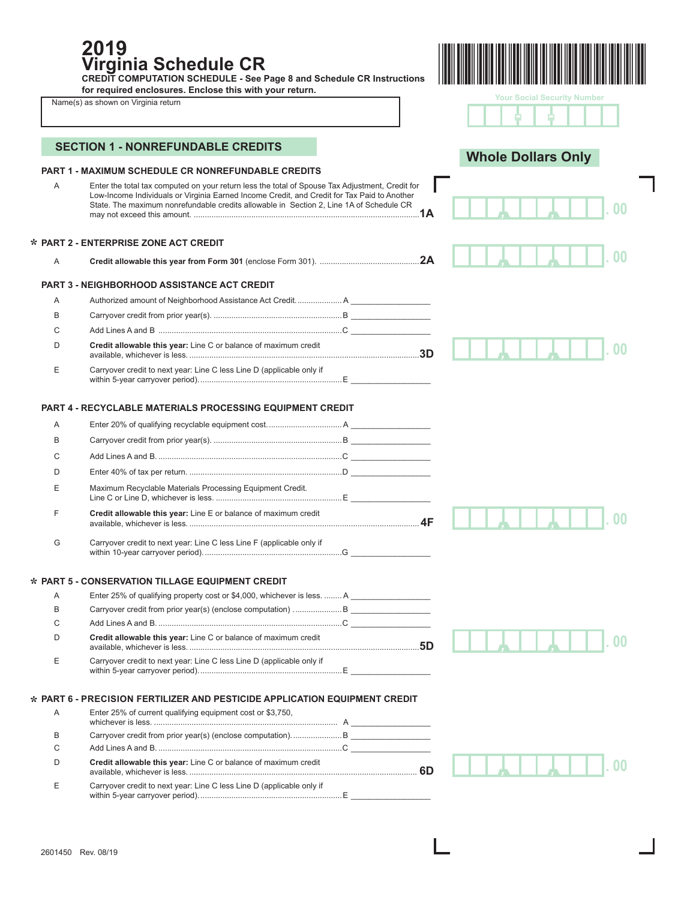# 2019 Virginia Schedule CR

**CREDIT COMPUTATION SCHEDULE - See Page 8 and Schedule CR Instructions for required enclosures. Enclose this with your return.**

Name(s) as shown on Virginia return

Your Social Security Number

## SECTION 1 - NONREFUNDABLE CREDITS

**Whole Dollars Only**

### PART 1 - MAXIMUM SCHEDULE CR NONREFUNDABLE CREDITS

A Enter the total tax computed on your return less the total of Spouse Tax Adjustment, Credit for Low-Income Individuals or Virginia Earned Income Credit, and Credit for Tax Paid to Another State. The maximum nonrefundable credits allowable in Section 2, Line 1A of Schedule CR may not exceed this amount. .......... **1A** ______ .00

### * PART 2 - ENTERPRISE ZONE ACT CREDIT

A **Credit allowable this year from Form 301** (enclose Form 301). .......... **2A** ______ .00

### PART 3 - NEIGHBORHOOD ASSISTANCE ACT CREDIT

A Authorized amount of Neighborhood Assistance Act Credit. .......... A ______

B Carryover credit from prior year(s). .......... B ______

C Add Lines A and B .......... C ______

D **Credit allowable this year:** Line C or balance of maximum credit available, whichever is less. .......... **3D** ______ .00

E Carryover credit to next year: Line C less Line D (applicable only if within 5-year carryover period). .......... E ______

### PART 4 - RECYCLABLE MATERIALS PROCESSING EQUIPMENT CREDIT

A Enter 20% of qualifying recyclable equipment cost. .......... A ______

B Carryover credit from prior year(s). .......... B ______

C Add Lines A and B. .......... C ______

D Enter 40% of tax per return. .......... D ______

E Maximum Recyclable Materials Processing Equipment Credit. Line C or Line D, whichever is less. .......... E ______

F **Credit allowable this year:** Line E or balance of maximum credit available, whichever is less. .......... **4F** ______ .00

G Carryover credit to next year: Line C less Line F (applicable only if within 10-year carryover period). .......... G ______

### * PART 5 - CONSERVATION TILLAGE EQUIPMENT CREDIT

A Enter 25% of qualifying property cost or $4,000, whichever is less. .......... A ______

B Carryover credit from prior year(s) (enclose computation) .......... B ______

C Add Lines A and B. .......... C ______

D **Credit allowable this year:** Line C or balance of maximum credit available, whichever is less. .......... **5D** ______ .00

E Carryover credit to next year: Line C less Line D (applicable only if within 5-year carryover period). .......... E ______

### * PART 6 - PRECISION FERTILIZER AND PESTICIDE APPLICATION EQUIPMENT CREDIT

A Enter 25% of current qualifying equipment cost or $3,750, whichever is less. .......... A ______

B Carryover credit from prior year(s) (enclose computation). .......... B ______

C Add Lines A and B. .......... C ______

D **Credit allowable this year:** Line C or balance of maximum credit available, whichever is less. .......... **6D** ______ .00

E Carryover credit to next year: Line C less Line D (applicable only if within 5-year carryover period). .......... E ______

2601450 Rev. 08/19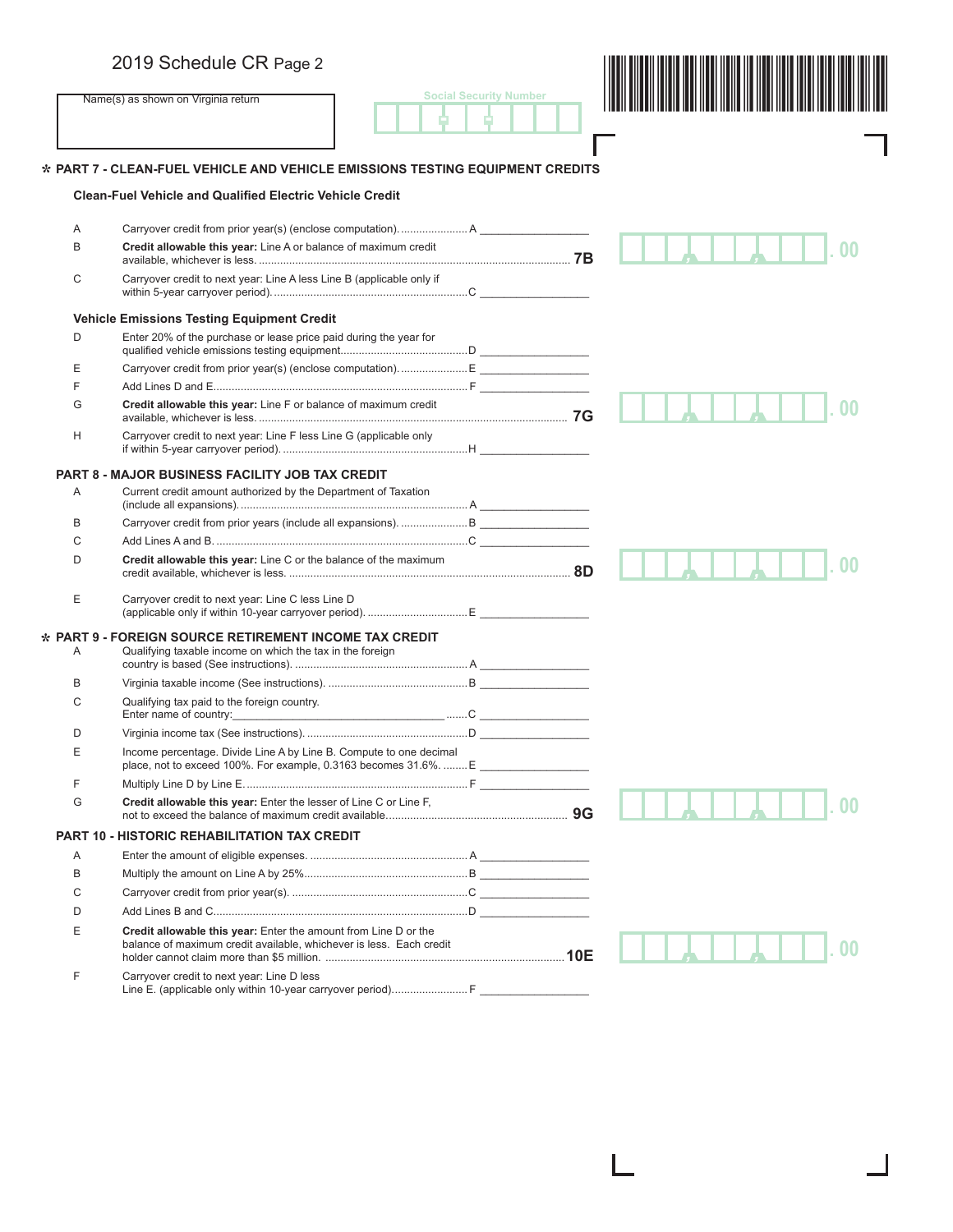# 2019 Schedule CR Page 2

Name(s) as shown on Virginia return

Social Security Number

## ✲ PART 7 - CLEAN-FUEL VEHICLE AND VEHICLE EMISSIONS TESTING EQUIPMENT CREDITS

### Clean-Fuel Vehicle and Qualified Electric Vehicle Credit

A Carryover credit from prior year(s) (enclose computation)...................... A __________________

B **Credit allowable this year:** Line A or balance of maximum credit available, whichever is less. ..................................................................................................... **7B** .00

C Carryover credit to next year: Line A less Line B (applicable only if within 5-year carryover period). ...............................................................C __________________

### Vehicle Emissions Testing Equipment Credit

D Enter 20% of the purchase or lease price paid during the year for qualified vehicle emissions testing equipment.........................................D __________________

E Carryover credit from prior year(s) (enclose computation)...................... E __________________

F Add Lines D and E.................................................................................... F __________________

G **Credit allowable this year:** Line F or balance of maximum credit available, whichever is less. ..................................................................................................... **7G** .00

H Carryover credit to next year: Line F less Line G (applicable only if within 5-year carryover period). ............................................................H __________________

## PART 8 - MAJOR BUSINESS FACILITY JOB TAX CREDIT

A Current credit amount authorized by the Department of Taxation (include all expansions). .......................................................................... A __________________

B Carryover credit from prior years (include all expansions). ...................... B __________________

C Add Lines A and B. ...................................................................................C __________________

D **Credit allowable this year:** Line C or the balance of the maximum credit available, whichever is less. ........................................................................................... **8D** .00

E Carryover credit to next year: Line C less Line D (applicable only if within 10-year carryover period). ................................. E __________________

## ✲ PART 9 - FOREIGN SOURCE RETIREMENT INCOME TAX CREDIT

A Qualifying taxable income on which the tax in the foreign country is based (See instructions). ......................................................... A __________________

B Virginia taxable income (See instructions). ............................................. B __________________

C Qualifying tax paid to the foreign country. Enter name of country:_______________________________________ .......C __________________

D Virginia income tax (See instructions). .....................................................D __________________

E Income percentage. Divide Line A by Line B. Compute to one decimal place, not to exceed 100%. For example, 0.3163 becomes 31.6%. ........ E __________________

F Multiply Line D by Line E. ........................................................................ F __________________

G **Credit allowable this year:** Enter the lesser of Line C or Line F, not to exceed the balance of maximum credit available.......................................................... **9G** .00

## PART 10 - HISTORIC REHABILITATION TAX CREDIT

A Enter the amount of eligible expenses. .................................................... A __________________

B Multiply the amount on Line A by 25%..................................................... B __________________

C Carryover credit from prior year(s). .........................................................C __________________

D Add Lines B and C.....................................................................................D __________________

E **Credit allowable this year:** Enter the amount from Line D or the balance of maximum credit available, whichever is less. Each credit holder cannot claim more than $5 million. ............................................................................ **10E** .00

F Carryover credit to next year: Line D less Line E. (applicable only within 10-year carryover period)........................ F __________________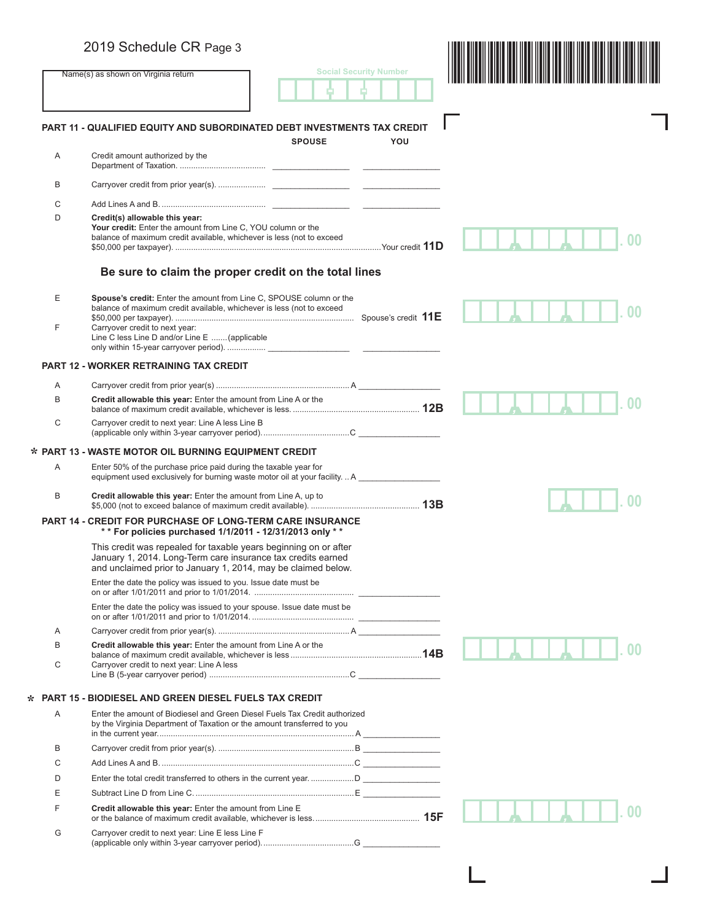# 2019 Schedule CR Page 3

Name(s) as shown on Virginia return

Social Security Number

## PART 11 - QUALIFIED EQUITY AND SUBORDINATED DEBT INVESTMENTS TAX CREDIT

| | | SPOUSE | YOU |
|---|---|---|---|
| A | Credit amount authorized by the Department of Taxation. | ________ | ________ |
| B | Carryover credit from prior year(s). | ________ | ________ |
| C | Add Lines A and B. | ________ | ________ |

D **Credit(s) allowable this year:**
**Your credit:** Enter the amount from Line C, YOU column or the balance of maximum credit available, whichever is less (not to exceed $50,000 per taxpayer). ....................Your credit **11D** ________ .00

### Be sure to claim the proper credit on the total lines

E **Spouse's credit:** Enter the amount from Line C, SPOUSE column or the balance of maximum credit available, whichever is less (not to exceed $50,000 per taxpayer). .................... Spouse's credit **11E** ________ .00

F Carryover credit to next year: Line C less Line D and/or Line E .......(applicable only within 15-year carryover period). ................ ________ ________

## PART 12 - WORKER RETRAINING TAX CREDIT

A Carryover credit from prior year(s) ....................A ________

B **Credit allowable this year:** Enter the amount from Line A or the balance of maximum credit available, whichever is less. .................... **12B** ________ .00

C Carryover credit to next year: Line A less Line B (applicable only within 3-year carryover period). ....................C ________

## * PART 13 - WASTE MOTOR OIL BURNING EQUIPMENT CREDIT

A Enter 50% of the purchase price paid during the taxable year for equipment used exclusively for burning waste motor oil at your facility. .. A ________

B **Credit allowable this year:** Enter the amount from Line A, up to $5,000 (not to exceed balance of maximum credit available). .................... **13B** ________ .00

## PART 14 - CREDIT FOR PURCHASE OF LONG-TERM CARE INSURANCE
**\*\* For policies purchased 1/1/2011 - 12/31/2013 only \*\***

This credit was repealed for taxable years beginning on or after January 1, 2014. Long-Term care insurance tax credits earned and unclaimed prior to January 1, 2014, may be claimed below.

Enter the date the policy was issued to you. Issue date must be on or after 1/01/2011 and prior to 1/01/2014. .................... ________

Enter the date the policy was issued to your spouse. Issue date must be on or after 1/01/2011 and prior to 1/01/2014. .................... ________

A Carryover credit from prior year(s). ....................A ________

B **Credit allowable this year:** Enter the amount from Line A or the balance of maximum credit available, whichever is less ....................**14B** ________ .00

C Carryover credit to next year: Line A less Line B (5-year carryover period) ....................C ________

## * PART 15 - BIODIESEL AND GREEN DIESEL FUELS TAX CREDIT

A Enter the amount of Biodiesel and Green Diesel Fuels Tax Credit authorized by the Virginia Department of Taxation or the amount transferred to you in the current year. ....................A ________

B Carryover credit from prior year(s). ....................B ________

C Add Lines A and B. ....................C ________

D Enter the total credit transferred to others in the current year. ....................D ________

E Subtract Line D from Line C. ....................E ________

F **Credit allowable this year:** Enter the amount from Line E or the balance of maximum credit available, whichever is less. .................... **15F** ________ .00

G Carryover credit to next year: Line E less Line F (applicable only within 3-year carryover period). ....................G ________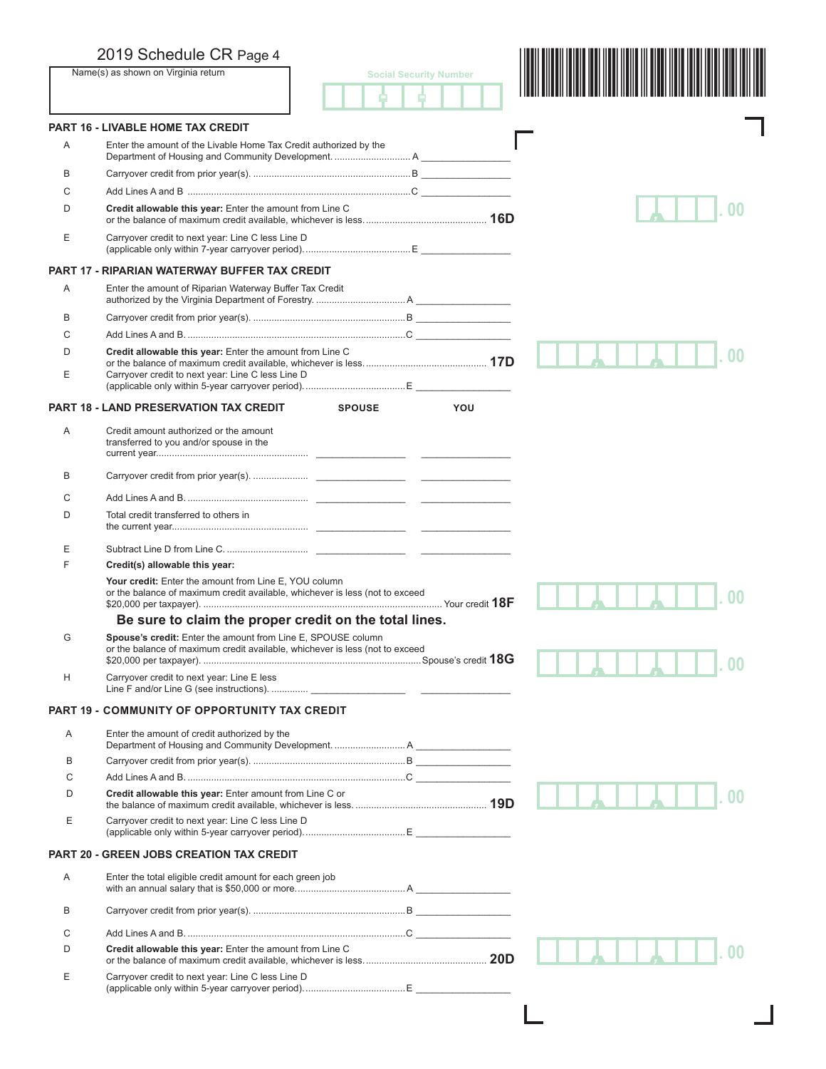# 2019 Schedule CR Page 4

Name(s) as shown on Virginia return

Social Security Number

## PART 16 - LIVABLE HOME TAX CREDIT

| | | |
|---|---|---|
| A | Enter the amount of the Livable Home Tax Credit authorized by the Department of Housing and Community Development. | A ________ |
| B | Carryover credit from prior year(s). | B ________ |
| C | Add Lines A and B | C ________ |
| D | **Credit allowable this year:** Enter the amount from Line C or the balance of maximum credit available, whichever is less. | **16D** .00 |
| E | Carryover credit to next year: Line C less Line D (applicable only within 7-year carryover period). | E ________ |

## PART 17 - RIPARIAN WATERWAY BUFFER TAX CREDIT

| | | |
|---|---|---|
| A | Enter the amount of Riparian Waterway Buffer Tax Credit authorized by the Virginia Department of Forestry. | A ________ |
| B | Carryover credit from prior year(s). | B ________ |
| C | Add Lines A and B. | C ________ |
| D | **Credit allowable this year:** Enter the amount from Line C or the balance of maximum credit available, whichever is less. | **17D** .00 |
| E | Carryover credit to next year: Line C less Line D (applicable only within 5-year carryover period). | E ________ |

## PART 18 - LAND PRESERVATION TAX CREDIT

| | | SPOUSE | YOU |
|---|---|---|---|
| A | Credit amount authorized or the amount transferred to you and/or spouse in the current year. | ________ | ________ |
| B | Carryover credit from prior year(s). | ________ | ________ |
| C | Add Lines A and B. | ________ | ________ |
| D | Total credit transferred to others in the current year. | ________ | ________ |
| E | Subtract Line D from Line C. | ________ | ________ |

F **Credit(s) allowable this year:**

**Your credit:** Enter the amount from Line E, YOU column or the balance of maximum credit available, whichever is less (not to exceed $20,000 per taxpayer). ........ Your credit **18F** .00

**Be sure to claim the proper credit on the total lines.**

G **Spouse's credit:** Enter the amount from Line E, SPOUSE column or the balance of maximum credit available, whichever is less (not to exceed $20,000 per taxpayer). ........ Spouse's credit **18G** .00

| | | SPOUSE | YOU |
|---|---|---|---|
| H | Carryover credit to next year: Line E less Line F and/or Line G (see instructions). | ________ | ________ |

## PART 19 - COMMUNITY OF OPPORTUNITY TAX CREDIT

| | | |
|---|---|---|
| A | Enter the amount of credit authorized by the Department of Housing and Community Development. | A ________ |
| B | Carryover credit from prior year(s). | B ________ |
| C | Add Lines A and B. | C ________ |
| D | **Credit allowable this year:** Enter amount from Line C or the balance of maximum credit available, whichever is less. | **19D** .00 |
| E | Carryover credit to next year: Line C less Line D (applicable only within 5-year carryover period). | E ________ |

## PART 20 - GREEN JOBS CREATION TAX CREDIT

| | | |
|---|---|---|
| A | Enter the total eligible credit amount for each green job with an annual salary that is $50,000 or more. | A ________ |
| B | Carryover credit from prior year(s). | B ________ |
| C | Add Lines A and B. | C ________ |
| D | **Credit allowable this year:** Enter the amount from Line C or the balance of maximum credit available, whichever is less. | **20D** .00 |
| E | Carryover credit to next year: Line C less Line D (applicable only within 5-year carryover period). | E ________ |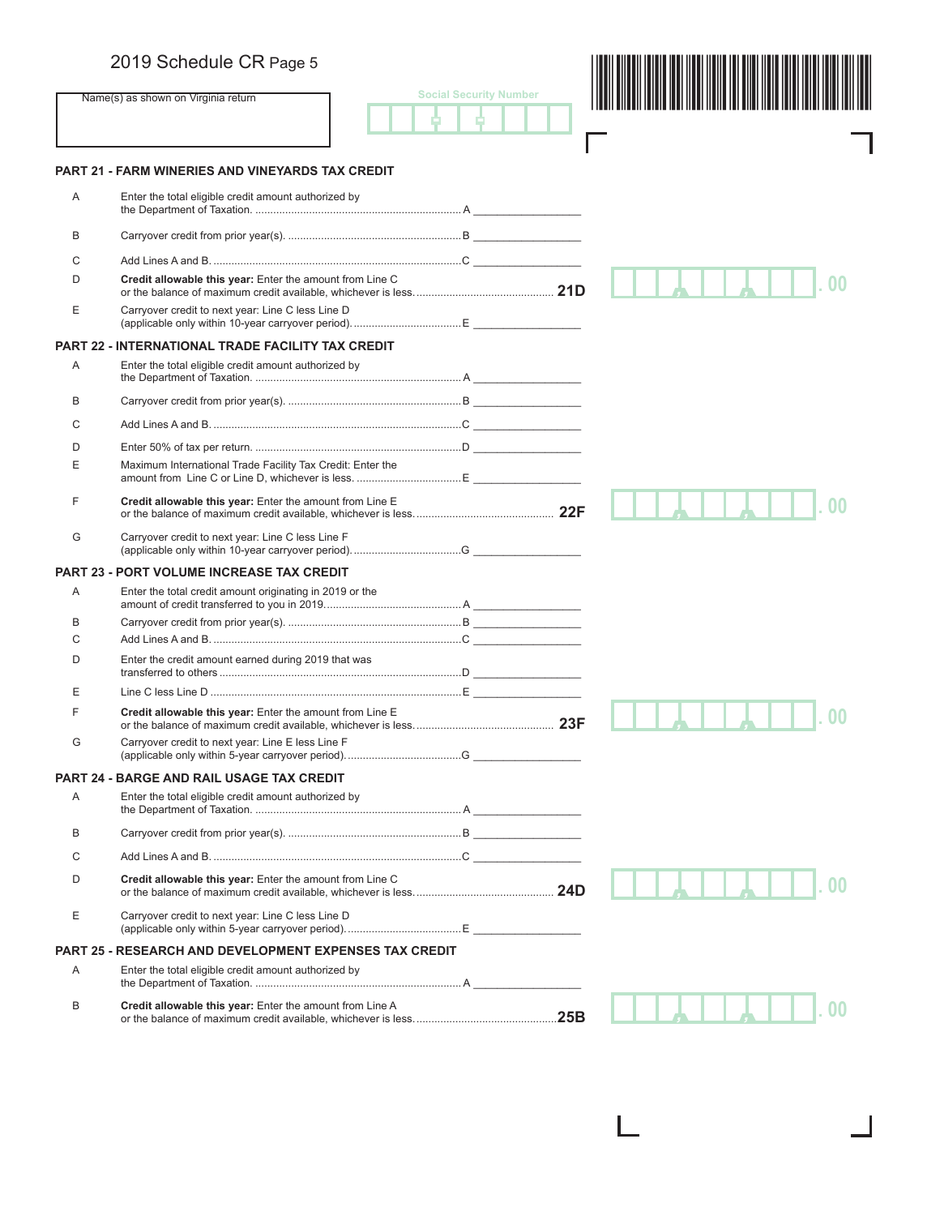2019 Schedule CR Page 5

Name(s) as shown on Virginia return

Social Security Number

## PART 21 - FARM WINERIES AND VINEYARDS TAX CREDIT

| | | | |
|---|---|---|---|
| A | Enter the total eligible credit amount authorized by the Department of Taxation. | A | |
| B | Carryover credit from prior year(s). | B | |
| C | Add Lines A and B. | C | |
| D | **Credit allowable this year:** Enter the amount from Line C or the balance of maximum credit available, whichever is less. | 21D | .00 |
| E | Carryover credit to next year: Line C less Line D (applicable only within 10-year carryover period). | E | |

## PART 22 - INTERNATIONAL TRADE FACILITY TAX CREDIT

| | | | |
|---|---|---|---|
| A | Enter the total eligible credit amount authorized by the Department of Taxation. | A | |
| B | Carryover credit from prior year(s). | B | |
| C | Add Lines A and B. | C | |
| D | Enter 50% of tax per return. | D | |
| E | Maximum International Trade Facility Tax Credit: Enter the amount from Line C or Line D, whichever is less. | E | |
| F | **Credit allowable this year:** Enter the amount from Line E or the balance of maximum credit available, whichever is less. | 22F | .00 |
| G | Carryover credit to next year: Line C less Line F (applicable only within 10-year carryover period). | G | |

## PART 23 - PORT VOLUME INCREASE TAX CREDIT

| | | | |
|---|---|---|---|
| A | Enter the total credit amount originating in 2019 or the amount of credit transferred to you in 2019. | A | |
| B | Carryover credit from prior year(s). | B | |
| C | Add Lines A and B. | C | |
| D | Enter the credit amount earned during 2019 that was transferred to others | D | |
| E | Line C less Line D | E | |
| F | **Credit allowable this year:** Enter the amount from Line E or the balance of maximum credit available, whichever is less. | 23F | .00 |
| G | Carryover credit to next year: Line E less Line F (applicable only within 5-year carryover period). | G | |

## PART 24 - BARGE AND RAIL USAGE TAX CREDIT

| | | | |
|---|---|---|---|
| A | Enter the total eligible credit amount authorized by the Department of Taxation. | A | |
| B | Carryover credit from prior year(s). | B | |
| C | Add Lines A and B. | C | |
| D | **Credit allowable this year:** Enter the amount from Line C or the balance of maximum credit available, whichever is less. | 24D | .00 |
| E | Carryover credit to next year: Line C less Line D (applicable only within 5-year carryover period). | E | |

## PART 25 - RESEARCH AND DEVELOPMENT EXPENSES TAX CREDIT

| | | | |
|---|---|---|---|
| A | Enter the total eligible credit amount authorized by the Department of Taxation. | A | |
| B | **Credit allowable this year:** Enter the amount from Line A or the balance of maximum credit available, whichever is less. | 25B | .00 |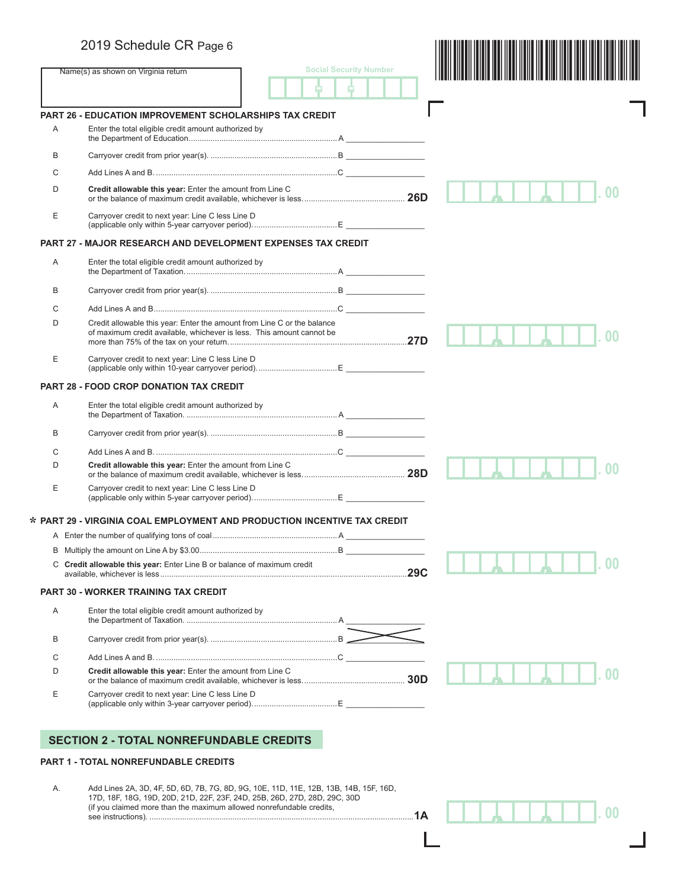# 2019 Schedule CR Page 6

Name(s) as shown on Virginia return

Social Security Number

## PART 26 - EDUCATION IMPROVEMENT SCHOLARSHIPS TAX CREDIT

A  Enter the total eligible credit amount authorized by the Department of Education. .......... A ________

B  Carryover credit from prior year(s). .......... B ________

C  Add Lines A and B. .......... C ________

D  **Credit allowable this year:** Enter the amount from Line C or the balance of maximum credit available, whichever is less. .......... **26D** ________ .00

E  Carryover credit to next year: Line C less Line D (applicable only within 5-year carryover period). .......... E ________

## PART 27 - MAJOR RESEARCH AND DEVELOPMENT EXPENSES TAX CREDIT

A  Enter the total eligible credit amount authorized by the Department of Taxation. .......... A ________

B  Carryover credit from prior year(s). .......... B ________

C  Add Lines A and B .......... C ________

D  Credit allowable this year: Enter the amount from Line C or the balance of maximum credit available, whichever is less. This amount cannot be more than 75% of the tax on your return. .......... **27D** ________ .00

E  Carryover credit to next year: Line C less Line D (applicable only within 10-year carryover period). .......... E ________

## PART 28 - FOOD CROP DONATION TAX CREDIT

A  Enter the total eligible credit amount authorized by the Department of Taxation. .......... A ________

B  Carryover credit from prior year(s). .......... B ________

C  Add Lines A and B. .......... C ________

D  **Credit allowable this year:** Enter the amount from Line C or the balance of maximum credit available, whichever is less. .......... **28D** ________ .00

E  Carryover credit to next year: Line C less Line D (applicable only within 5-year carryover period). .......... E ________

## * PART 29 - VIRGINIA COAL EMPLOYMENT AND PRODUCTION INCENTIVE TAX CREDIT

A  Enter the number of qualifying tons of coal .......... A ________

B  Multiply the amount on Line A by $3.00. .......... B ________

C  **Credit allowable this year:** Enter Line B or balance of maximum credit available, whichever is less .......... **29C** ________ .00

## PART 30 - WORKER TRAINING TAX CREDIT

A  Enter the total eligible credit amount authorized by the Department of Taxation. .......... A ________

B  Carryover credit from prior year(s). .......... B (crossed out)

C  Add Lines A and B. .......... C ________

D  **Credit allowable this year:** Enter the amount from Line C or the balance of maximum credit available, whichever is less. .......... **30D** ________ .00

E  Carryover credit to next year: Line C less Line D (applicable only within 3-year carryover period). .......... E ________

## SECTION 2 - TOTAL NONREFUNDABLE CREDITS

### PART 1 - TOTAL NONREFUNDABLE CREDITS

A.  Add Lines 2A, 3D, 4F, 5D, 6D, 7B, 7G, 8D, 9G, 10E, 11D, 11E, 12B, 13B, 14B, 15F, 16D, 17D, 18F, 18G, 19D, 20D, 21D, 22F, 23F, 24D, 25B, 26D, 27D, 28D, 29C, 30D (if you claimed more than the maximum allowed nonrefundable credits, see instructions). .......... **1A** ________ .00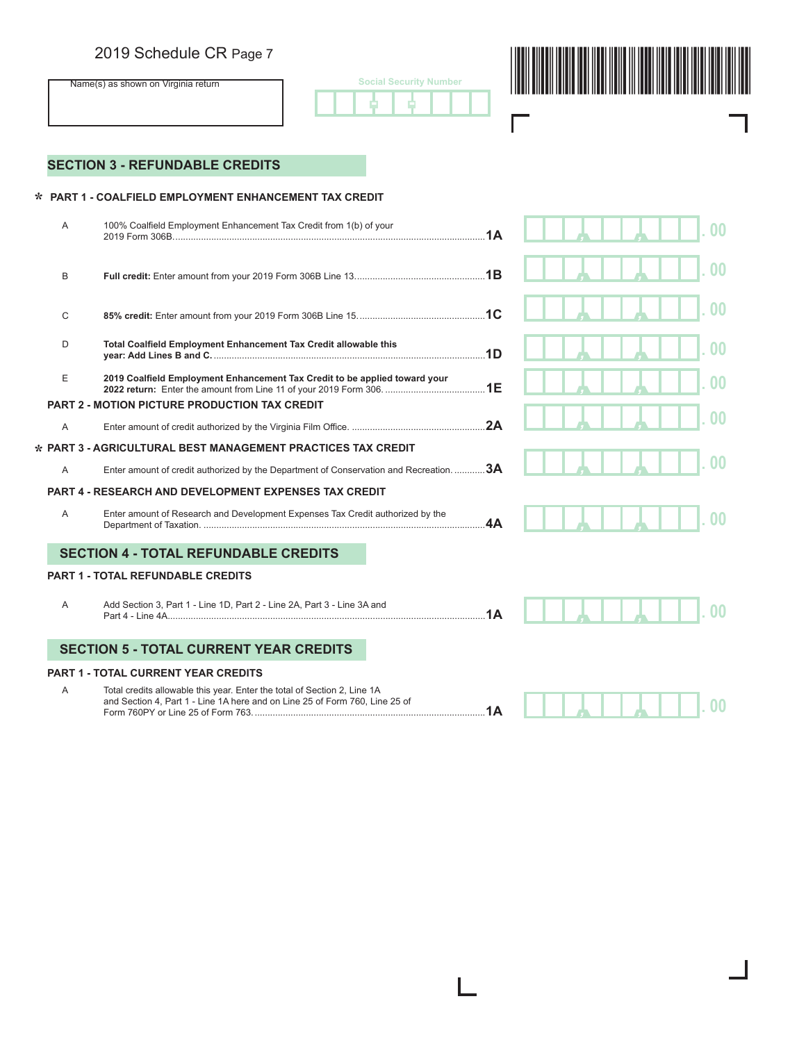2019 Schedule CR Page 7

Name(s) as shown on Virginia return

Social Security Number

## SECTION 3 - REFUNDABLE CREDITS

### * PART 1 - COALFIELD EMPLOYMENT ENHANCEMENT TAX CREDIT

| | | | |
|---|---|---|---|
| A | 100% Coalfield Employment Enhancement Tax Credit from 1(b) of your 2019 Form 306B | 1A | .00 |
| B | **Full credit:** Enter amount from your 2019 Form 306B Line 13 | 1B | .00 |
| C | **85% credit:** Enter amount from your 2019 Form 306B Line 15 | 1C | .00 |
| D | **Total Coalfield Employment Enhancement Tax Credit allowable this year: Add Lines B and C.** | 1D | .00 |
| E | **2019 Coalfield Employment Enhancement Tax Credit to be applied toward your 2022 return:** Enter the amount from Line 11 of your 2019 Form 306 | 1E | .00 |

### PART 2 - MOTION PICTURE PRODUCTION TAX CREDIT

| | | | |
|---|---|---|---|
| A | Enter amount of credit authorized by the Virginia Film Office | 2A | .00 |

### * PART 3 - AGRICULTURAL BEST MANAGEMENT PRACTICES TAX CREDIT

| | | | |
|---|---|---|---|
| A | Enter amount of credit authorized by the Department of Conservation and Recreation | 3A | .00 |

### PART 4 - RESEARCH AND DEVELOPMENT EXPENSES TAX CREDIT

| | | | |
|---|---|---|---|
| A | Enter amount of Research and Development Expenses Tax Credit authorized by the Department of Taxation | 4A | .00 |

## SECTION 4 - TOTAL REFUNDABLE CREDITS

### PART 1 - TOTAL REFUNDABLE CREDITS

| | | | |
|---|---|---|---|
| A | Add Section 3, Part 1 - Line 1D, Part 2 - Line 2A, Part 3 - Line 3A and Part 4 - Line 4A | 1A | .00 |

## SECTION 5 - TOTAL CURRENT YEAR CREDITS

### PART 1 - TOTAL CURRENT YEAR CREDITS

| | | | |
|---|---|---|---|
| A | Total credits allowable this year. Enter the total of Section 2, Line 1A and Section 4, Part 1 - Line 1A here and on Line 25 of Form 760, Line 25 of Form 760PY or Line 25 of Form 763 | 1A | .00 |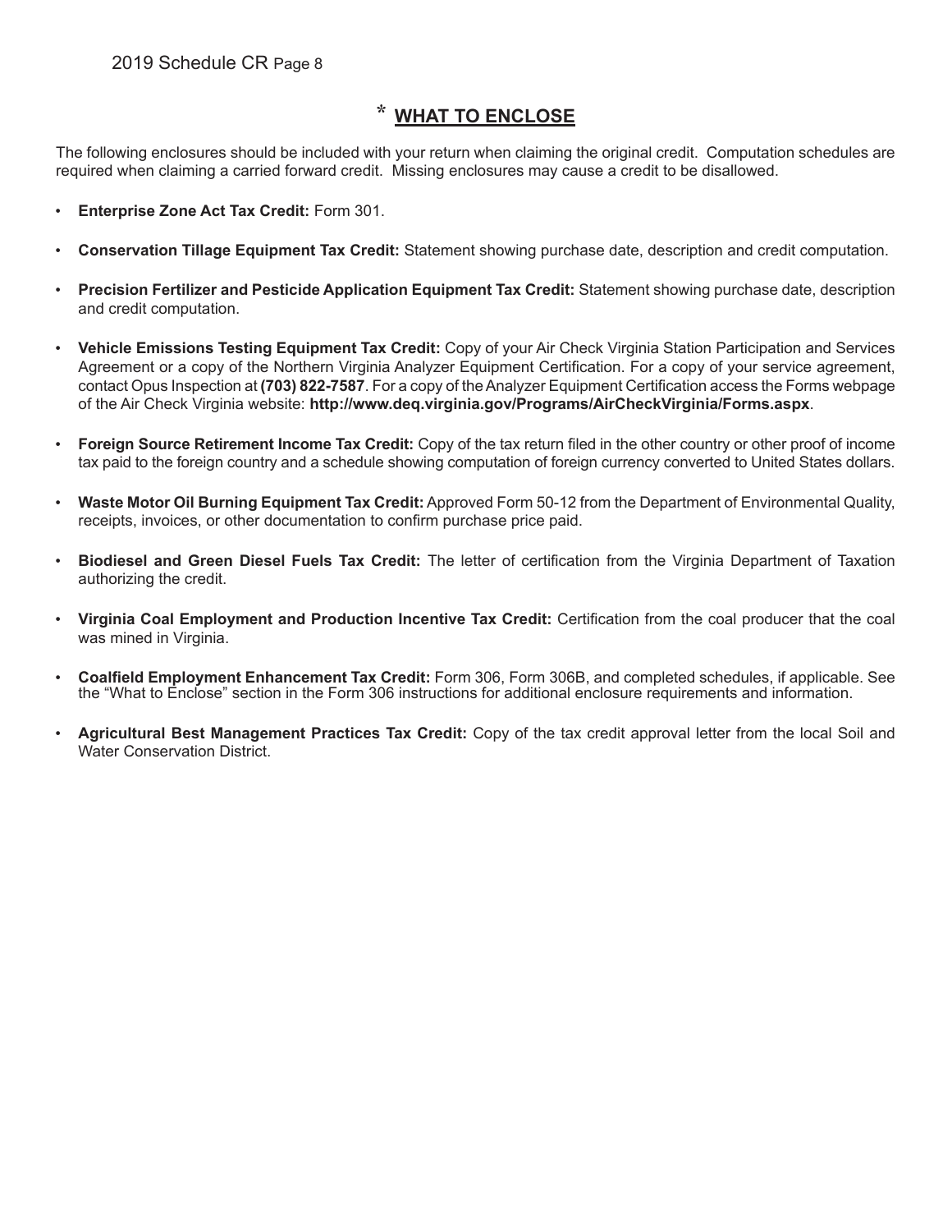## * WHAT TO ENCLOSE

The following enclosures should be included with your return when claiming the original credit. Computation schedules are required when claiming a carried forward credit. Missing enclosures may cause a credit to be disallowed.

- **Enterprise Zone Act Tax Credit:** Form 301.
- **Conservation Tillage Equipment Tax Credit:** Statement showing purchase date, description and credit computation.
- **Precision Fertilizer and Pesticide Application Equipment Tax Credit:** Statement showing purchase date, description and credit computation.
- **Vehicle Emissions Testing Equipment Tax Credit:** Copy of your Air Check Virginia Station Participation and Services Agreement or a copy of the Northern Virginia Analyzer Equipment Certification. For a copy of your service agreement, contact Opus Inspection at **(703) 822-7587**. For a copy of the Analyzer Equipment Certification access the Forms webpage of the Air Check Virginia website: **http://www.deq.virginia.gov/Programs/AirCheckVirginia/Forms.aspx**.
- **Foreign Source Retirement Income Tax Credit:** Copy of the tax return filed in the other country or other proof of income tax paid to the foreign country and a schedule showing computation of foreign currency converted to United States dollars.
- **Waste Motor Oil Burning Equipment Tax Credit:** Approved Form 50-12 from the Department of Environmental Quality, receipts, invoices, or other documentation to confirm purchase price paid.
- **Biodiesel and Green Diesel Fuels Tax Credit:** The letter of certification from the Virginia Department of Taxation authorizing the credit.
- **Virginia Coal Employment and Production Incentive Tax Credit:** Certification from the coal producer that the coal was mined in Virginia.
- **Coalfield Employment Enhancement Tax Credit:** Form 306, Form 306B, and completed schedules, if applicable. See the "What to Enclose" section in the Form 306 instructions for additional enclosure requirements and information.
- **Agricultural Best Management Practices Tax Credit:** Copy of the tax credit approval letter from the local Soil and Water Conservation District.